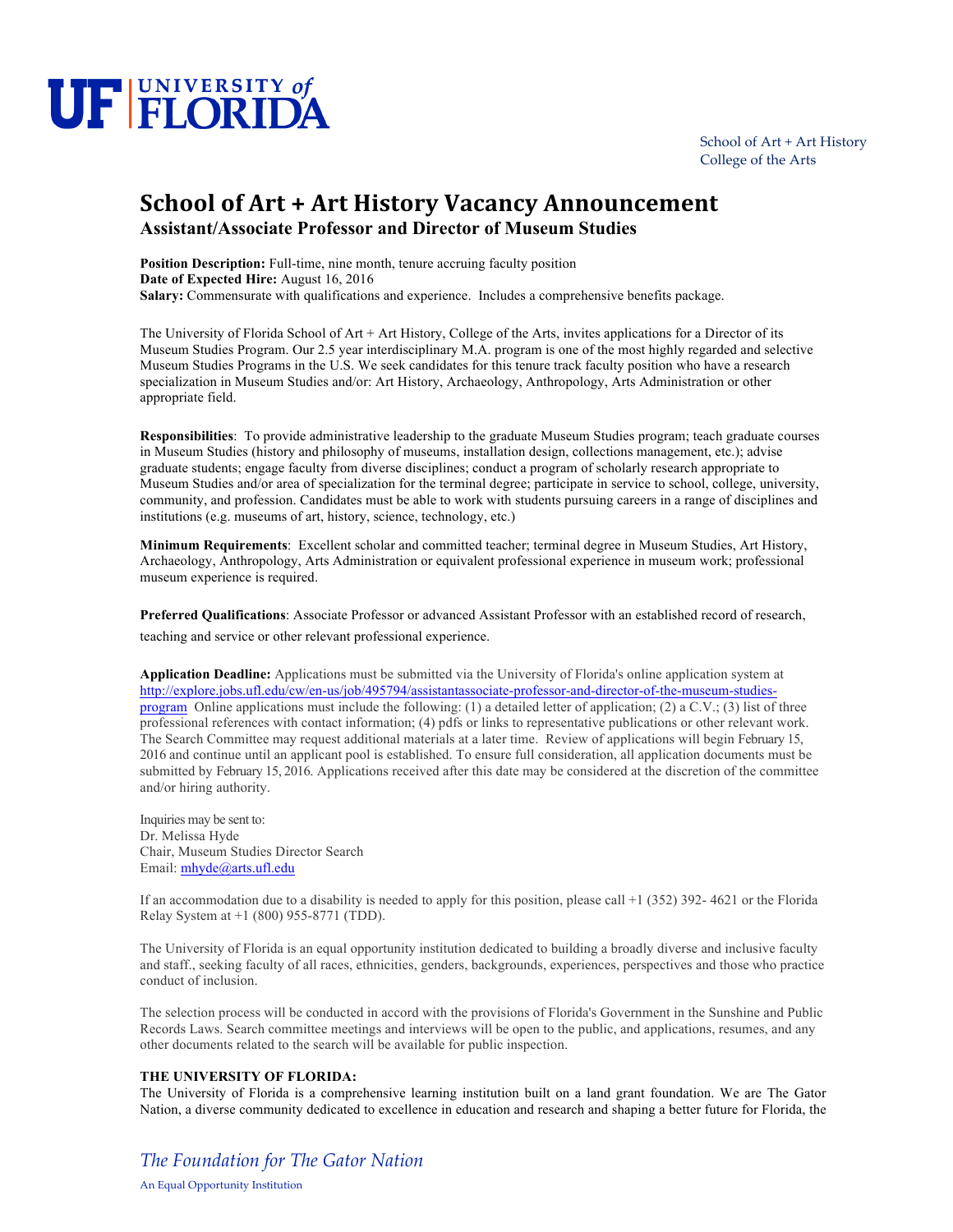UF UNIVERSITY of FLORIDA

School of Art + Art History
College of the Arts

# School of Art + Art History Vacancy Announcement

## Assistant/Associate Professor and Director of Museum Studies

**Position Description:** Full-time, nine month, tenure accruing faculty position
**Date of Expected Hire:** August 16, 2016
**Salary:** Commensurate with qualifications and experience. Includes a comprehensive benefits package.

The University of Florida School of Art + Art History, College of the Arts, invites applications for a Director of its Museum Studies Program. Our 2.5 year interdisciplinary M.A. program is one of the most highly regarded and selective Museum Studies Programs in the U.S. We seek candidates for this tenure track faculty position who have a research specialization in Museum Studies and/or: Art History, Archaeology, Anthropology, Arts Administration or other appropriate field.

**Responsibilities**: To provide administrative leadership to the graduate Museum Studies program; teach graduate courses in Museum Studies (history and philosophy of museums, installation design, collections management, etc.); advise graduate students; engage faculty from diverse disciplines; conduct a program of scholarly research appropriate to Museum Studies and/or area of specialization for the terminal degree; participate in service to school, college, university, community, and profession. Candidates must be able to work with students pursuing careers in a range of disciplines and institutions (e.g. museums of art, history, science, technology, etc.)

**Minimum Requirements**: Excellent scholar and committed teacher; terminal degree in Museum Studies, Art History, Archaeology, Anthropology, Arts Administration or equivalent professional experience in museum work; professional museum experience is required.

**Preferred Qualifications**: Associate Professor or advanced Assistant Professor with an established record of research, teaching and service or other relevant professional experience.

**Application Deadline:** Applications must be submitted via the University of Florida's online application system at [http://explore.jobs.ufl.edu/cw/en-us/job/495794/assistantassociate-professor-and-director-of-the-museum-studies-program](http://explore.jobs.ufl.edu/cw/en-us/job/495794/assistantassociate-professor-and-director-of-the-museum-studies-program) Online applications must include the following: (1) a detailed letter of application; (2) a C.V.; (3) list of three professional references with contact information; (4) pdfs or links to representative publications or other relevant work. The Search Committee may request additional materials at a later time. Review of applications will begin February 15, 2016 and continue until an applicant pool is established. To ensure full consideration, all application documents must be submitted by February 15, 2016. Applications received after this date may be considered at the discretion of the committee and/or hiring authority.

Inquiries may be sent to:
Dr. Melissa Hyde
Chair, Museum Studies Director Search
Email: [mhyde@arts.ufl.edu](mailto:mhyde@arts.ufl.edu)

If an accommodation due to a disability is needed to apply for this position, please call +1 (352) 392- 4621 or the Florida Relay System at +1 (800) 955-8771 (TDD).

The University of Florida is an equal opportunity institution dedicated to building a broadly diverse and inclusive faculty and staff., seeking faculty of all races, ethnicities, genders, backgrounds, experiences, perspectives and those who practice conduct of inclusion.

The selection process will be conducted in accord with the provisions of Florida's Government in the Sunshine and Public Records Laws. Search committee meetings and interviews will be open to the public, and applications, resumes, and any other documents related to the search will be available for public inspection.

**THE UNIVERSITY OF FLORIDA:**

The University of Florida is a comprehensive learning institution built on a land grant foundation. We are The Gator Nation, a diverse community dedicated to excellence in education and research and shaping a better future for Florida, the

*The Foundation for The Gator Nation*

An Equal Opportunity Institution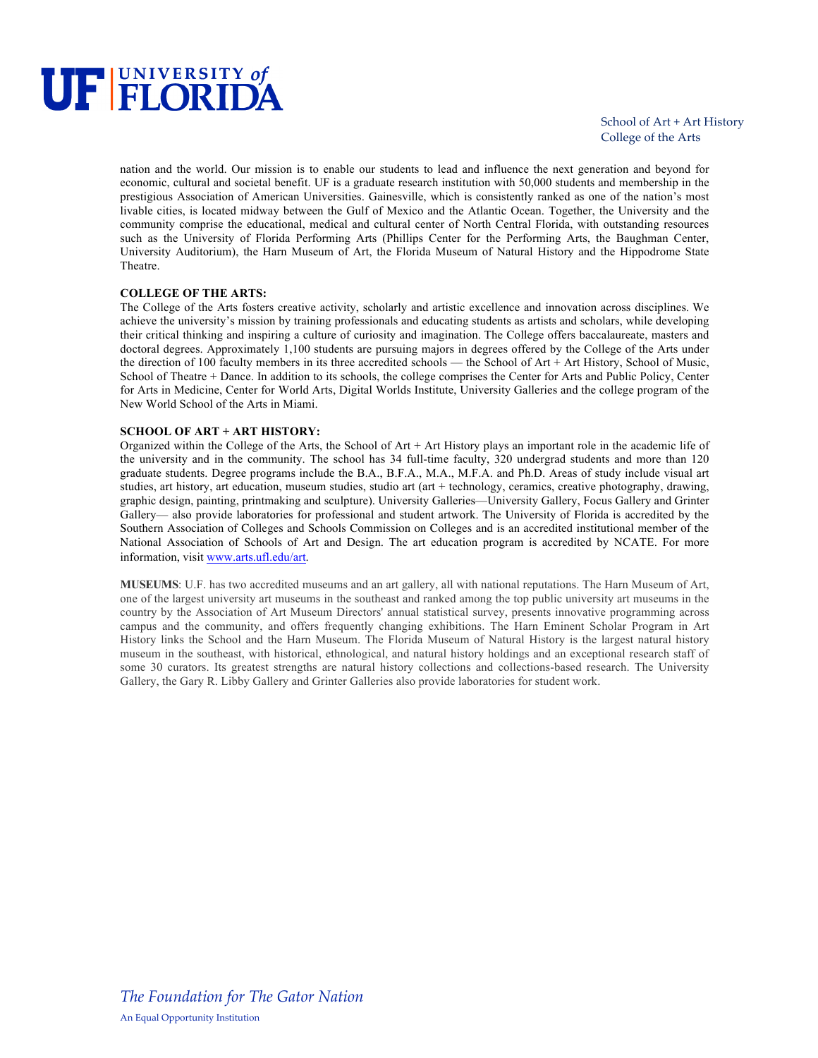nation and the world. Our mission is to enable our students to lead and influence the next generation and beyond for economic, cultural and societal benefit. UF is a graduate research institution with 50,000 students and membership in the prestigious Association of American Universities. Gainesville, which is consistently ranked as one of the nation's most livable cities, is located midway between the Gulf of Mexico and the Atlantic Ocean. Together, the University and the community comprise the educational, medical and cultural center of North Central Florida, with outstanding resources such as the University of Florida Performing Arts (Phillips Center for the Performing Arts, the Baughman Center, University Auditorium), the Harn Museum of Art, the Florida Museum of Natural History and the Hippodrome State Theatre.

**COLLEGE OF THE ARTS:**
The College of the Arts fosters creative activity, scholarly and artistic excellence and innovation across disciplines. We achieve the university's mission by training professionals and educating students as artists and scholars, while developing their critical thinking and inspiring a culture of curiosity and imagination. The College offers baccalaureate, masters and doctoral degrees. Approximately 1,100 students are pursuing majors in degrees offered by the College of the Arts under the direction of 100 faculty members in its three accredited schools — the School of Art + Art History, School of Music, School of Theatre + Dance. In addition to its schools, the college comprises the Center for Arts and Public Policy, Center for Arts in Medicine, Center for World Arts, Digital Worlds Institute, University Galleries and the college program of the New World School of the Arts in Miami.

**SCHOOL OF ART + ART HISTORY:**
Organized within the College of the Arts, the School of Art + Art History plays an important role in the academic life of the university and in the community. The school has 34 full-time faculty, 320 undergrad students and more than 120 graduate students. Degree programs include the B.A., B.F.A., M.A., M.F.A. and Ph.D. Areas of study include visual art studies, art history, art education, museum studies, studio art (art + technology, ceramics, creative photography, drawing, graphic design, painting, printmaking and sculpture). University Galleries—University Gallery, Focus Gallery and Grinter Gallery— also provide laboratories for professional and student artwork. The University of Florida is accredited by the Southern Association of Colleges and Schools Commission on Colleges and is an accredited institutional member of the National Association of Schools of Art and Design. The art education program is accredited by NCATE. For more information, visit www.arts.ufl.edu/art.

**MUSEUMS**: U.F. has two accredited museums and an art gallery, all with national reputations. The Harn Museum of Art, one of the largest university art museums in the southeast and ranked among the top public university art museums in the country by the Association of Art Museum Directors' annual statistical survey, presents innovative programming across campus and the community, and offers frequently changing exhibitions. The Harn Eminent Scholar Program in Art History links the School and the Harn Museum. The Florida Museum of Natural History is the largest natural history museum in the southeast, with historical, ethnological, and natural history holdings and an exceptional research staff of some 30 curators. Its greatest strengths are natural history collections and collections-based research. The University Gallery, the Gary R. Libby Gallery and Grinter Galleries also provide laboratories for student work.